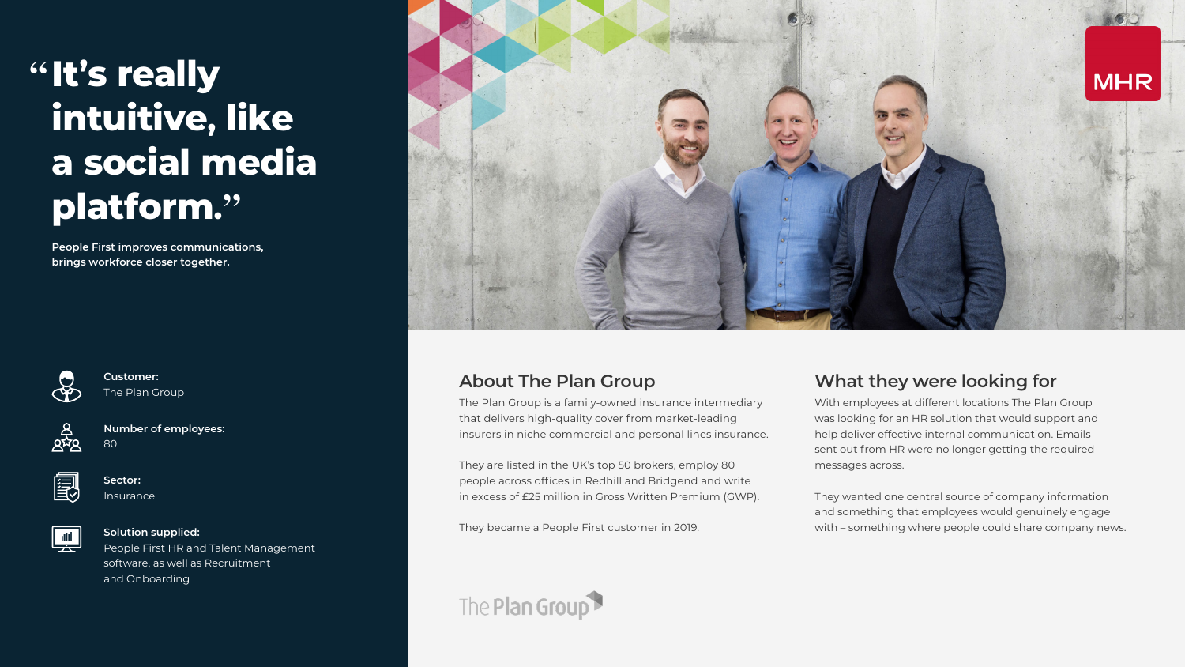# "It's really intuitive, like a social media platform."

**People First improves communications, brings workforce closer together.**

**Customer:**
The Plan Group

**Number of employees:**
80

**Sector:**
Insurance

**Solution supplied:**
People First HR and Talent Management software, as well as Recruitment and Onboarding

## About The Plan Group

The Plan Group is a family-owned insurance intermediary that delivers high-quality cover from market-leading insurers in niche commercial and personal lines insurance.

They are listed in the UK's top 50 brokers, employ 80 people across offices in Redhill and Bridgend and write in excess of £25 million in Gross Written Premium (GWP).

They became a People First customer in 2019.

## What they were looking for

With employees at different locations The Plan Group was looking for an HR solution that would support and help deliver effective internal communication. Emails sent out from HR were no longer getting the required messages across.

They wanted one central source of company information and something that employees would genuinely engage with – something where people could share company news.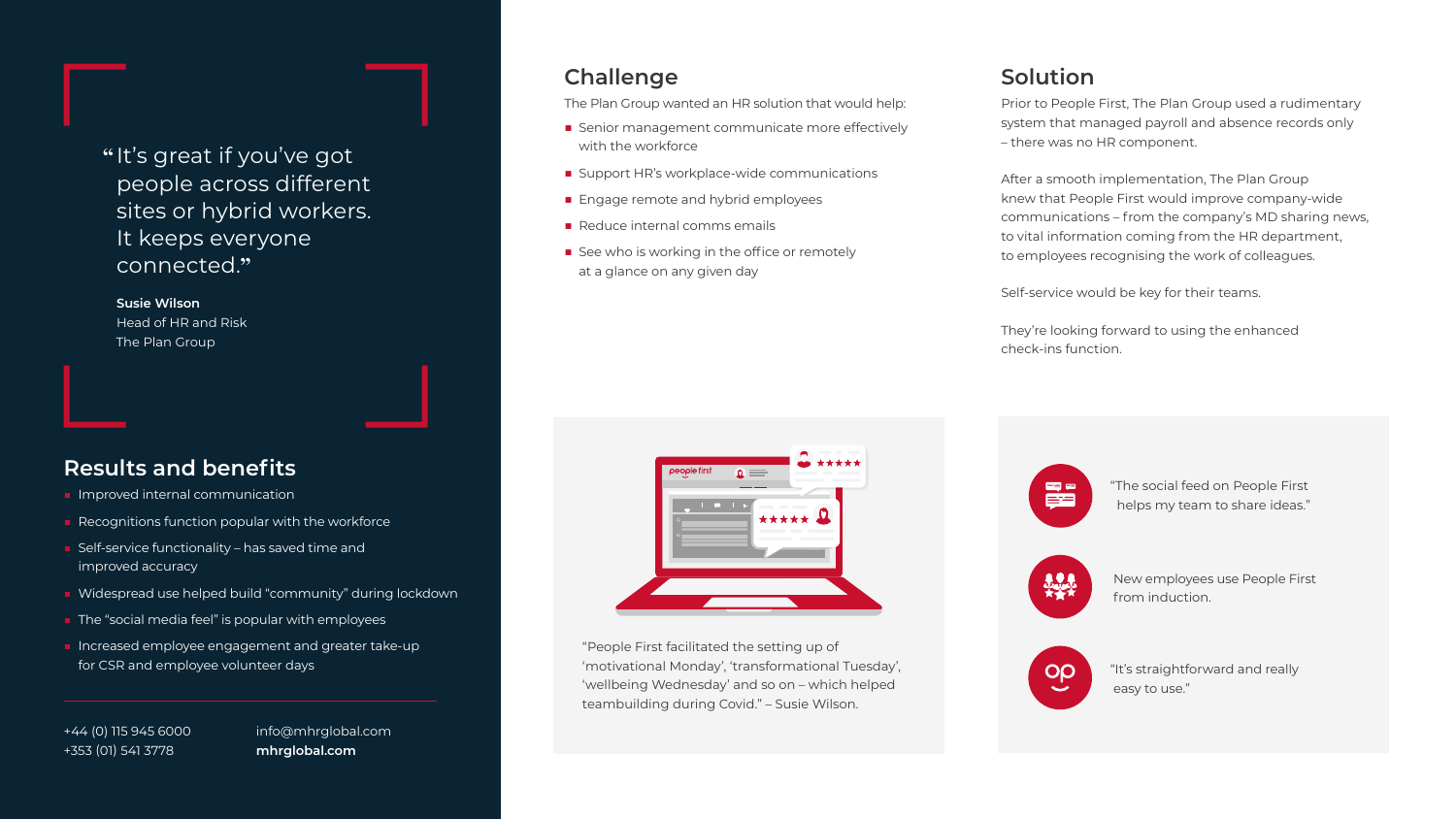> "It's great if you've got people across different sites or hybrid workers. It keeps everyone connected."
>
> **Susie Wilson**
> Head of HR and Risk
> The Plan Group

## Results and benefits

- Improved internal communication
- Recognitions function popular with the workforce
- Self-service functionality – has saved time and improved accuracy
- Widespread use helped build "community" during lockdown
- The "social media feel" is popular with employees
- Increased employee engagement and greater take-up for CSR and employee volunteer days

+44 (0) 115 945 6000
+353 (01) 541 3778

info@mhrglobal.com
**mhrglobal.com**

## Challenge

The Plan Group wanted an HR solution that would help:

- Senior management communicate more effectively with the workforce
- Support HR's workplace-wide communications
- Engage remote and hybrid employees
- Reduce internal comms emails
- See who is working in the office or remotely at a glance on any given day

## Solution

Prior to People First, The Plan Group used a rudimentary system that managed payroll and absence records only – there was no HR component.

After a smooth implementation, The Plan Group knew that People First would improve company-wide communications – from the company's MD sharing news, to vital information coming from the HR department, to employees recognising the work of colleagues.

Self-service would be key for their teams.

They're looking forward to using the enhanced check-ins function.

"People First facilitated the setting up of 'motivational Monday', 'transformational Tuesday', 'wellbeing Wednesday' and so on – which helped teambuilding during Covid." – Susie Wilson.

"The social feed on People First helps my team to share ideas."

New employees use People First from induction.

"It's straightforward and really easy to use."